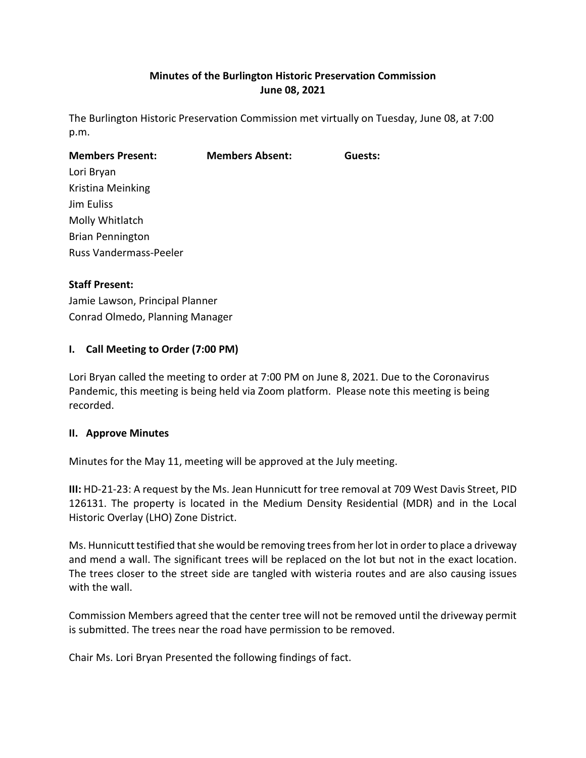**Minutes of the Burlington Historic Preservation Commission**
**June 08, 2021**

The Burlington Historic Preservation Commission met virtually on Tuesday, June 08, at 7:00 p.m.

| **Members Present:** | **Members Absent:** | **Guests:** |
|---|---|---|
| Lori Bryan | | |
| Kristina Meinking | | |
| Jim Euliss | | |
| Molly Whitlatch | | |
| Brian Pennington | | |
| Russ Vandermass-Peeler | | |

**Staff Present:**
Jamie Lawson, Principal Planner
Conrad Olmedo, Planning Manager

## I. Call Meeting to Order (7:00 PM)

Lori Bryan called the meeting to order at 7:00 PM on June 8, 2021. Due to the Coronavirus Pandemic, this meeting is being held via Zoom platform. Please note this meeting is being recorded.

## II. Approve Minutes

Minutes for the May 11, meeting will be approved at the July meeting.

**III:** HD-21-23: A request by the Ms. Jean Hunnicutt for tree removal at 709 West Davis Street, PID 126131. The property is located in the Medium Density Residential (MDR) and in the Local Historic Overlay (LHO) Zone District.

Ms. Hunnicutt testified that she would be removing trees from her lot in order to place a driveway and mend a wall. The significant trees will be replaced on the lot but not in the exact location. The trees closer to the street side are tangled with wisteria routes and are also causing issues with the wall.

Commission Members agreed that the center tree will not be removed until the driveway permit is submitted. The trees near the road have permission to be removed.

Chair Ms. Lori Bryan Presented the following findings of fact.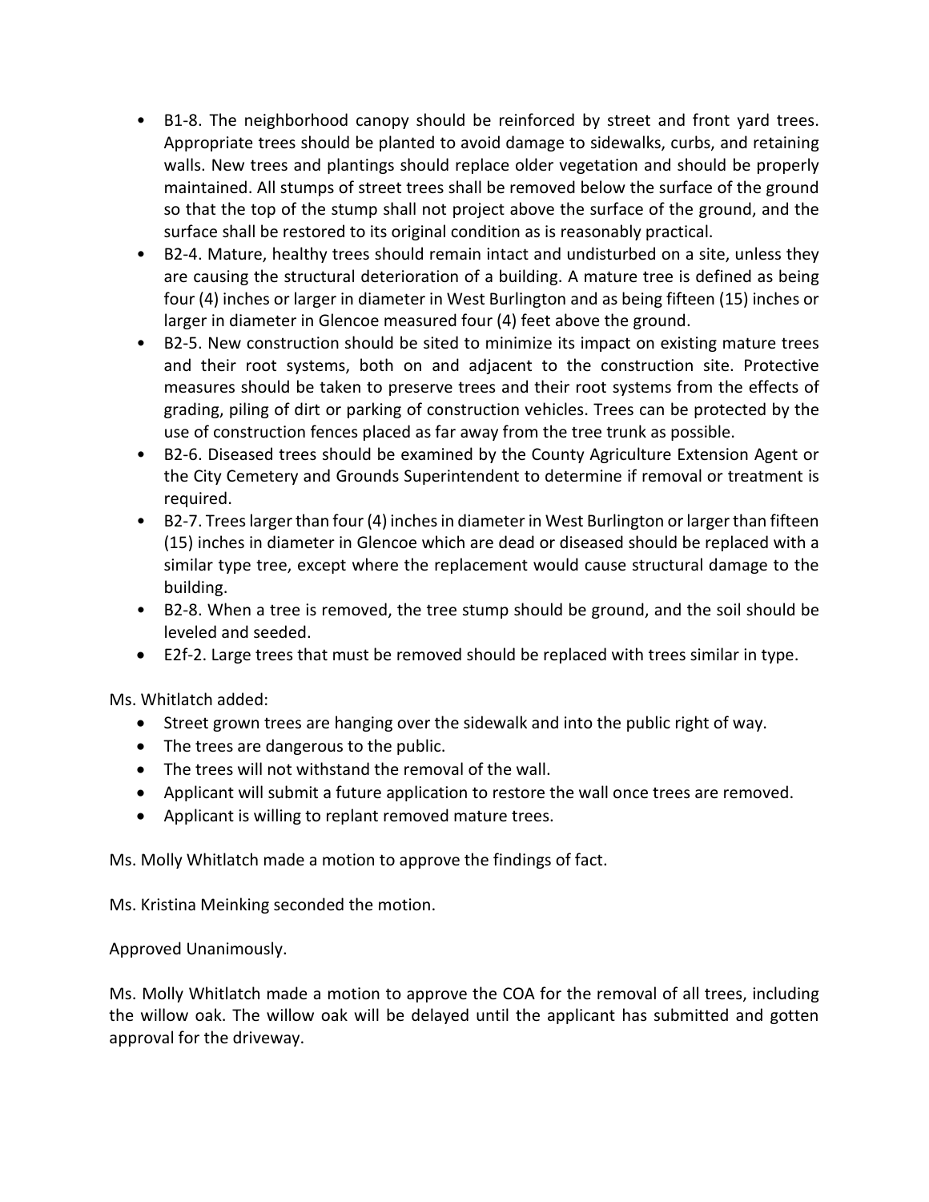- B1-8. The neighborhood canopy should be reinforced by street and front yard trees. Appropriate trees should be planted to avoid damage to sidewalks, curbs, and retaining walls. New trees and plantings should replace older vegetation and should be properly maintained. All stumps of street trees shall be removed below the surface of the ground so that the top of the stump shall not project above the surface of the ground, and the surface shall be restored to its original condition as is reasonably practical.
- B2-4. Mature, healthy trees should remain intact and undisturbed on a site, unless they are causing the structural deterioration of a building. A mature tree is defined as being four (4) inches or larger in diameter in West Burlington and as being fifteen (15) inches or larger in diameter in Glencoe measured four (4) feet above the ground.
- B2-5. New construction should be sited to minimize its impact on existing mature trees and their root systems, both on and adjacent to the construction site. Protective measures should be taken to preserve trees and their root systems from the effects of grading, piling of dirt or parking of construction vehicles. Trees can be protected by the use of construction fences placed as far away from the tree trunk as possible.
- B2-6. Diseased trees should be examined by the County Agriculture Extension Agent or the City Cemetery and Grounds Superintendent to determine if removal or treatment is required.
- B2-7. Trees larger than four (4) inches in diameter in West Burlington or larger than fifteen (15) inches in diameter in Glencoe which are dead or diseased should be replaced with a similar type tree, except where the replacement would cause structural damage to the building.
- B2-8. When a tree is removed, the tree stump should be ground, and the soil should be leveled and seeded.
- E2f-2. Large trees that must be removed should be replaced with trees similar in type.

Ms. Whitlatch added:

- Street grown trees are hanging over the sidewalk and into the public right of way.
- The trees are dangerous to the public.
- The trees will not withstand the removal of the wall.
- Applicant will submit a future application to restore the wall once trees are removed.
- Applicant is willing to replant removed mature trees.

Ms. Molly Whitlatch made a motion to approve the findings of fact.

Ms. Kristina Meinking seconded the motion.

Approved Unanimously.

Ms. Molly Whitlatch made a motion to approve the COA for the removal of all trees, including the willow oak. The willow oak will be delayed until the applicant has submitted and gotten approval for the driveway.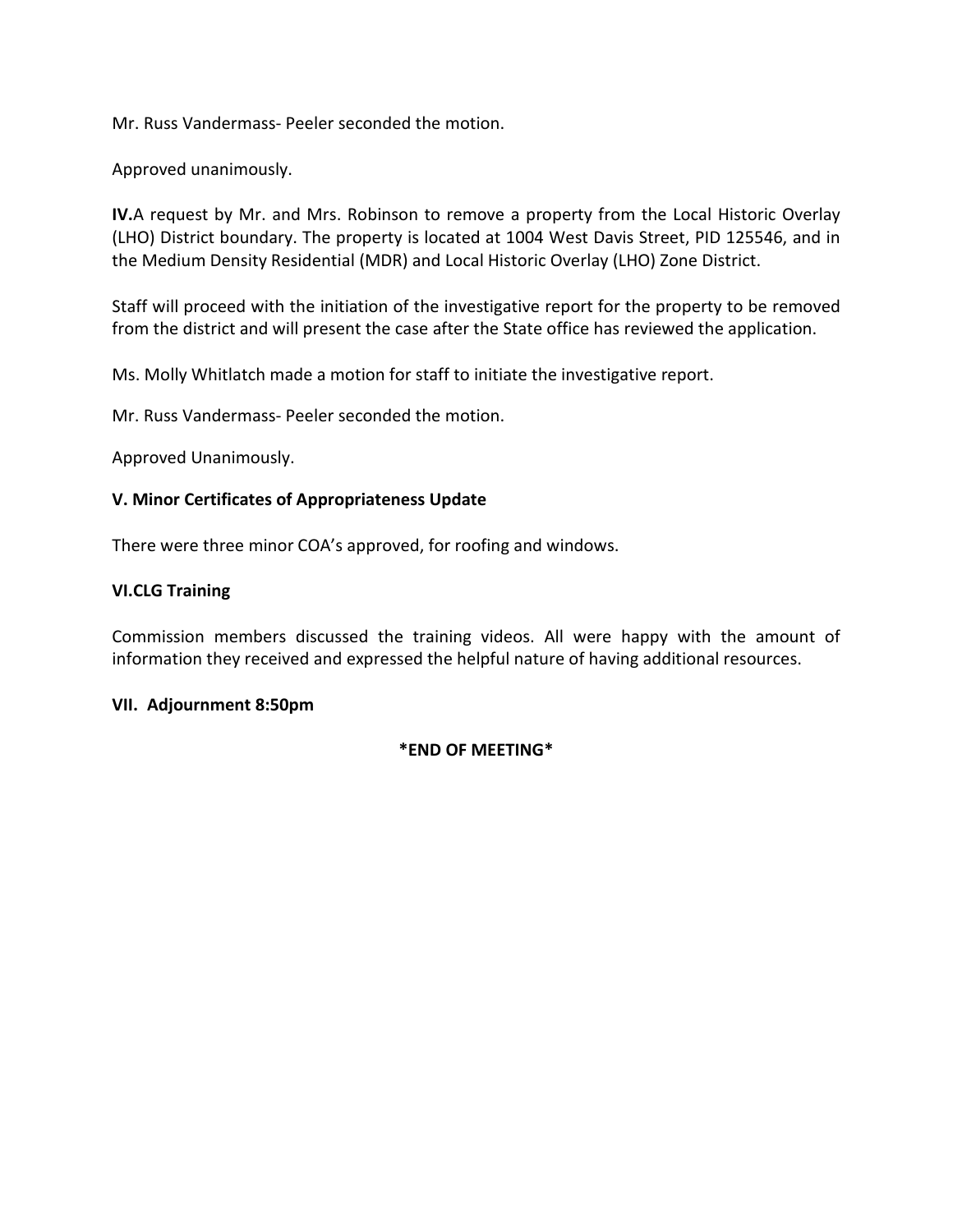Mr. Russ Vandermass- Peeler seconded the motion.

Approved unanimously.

**IV.**A request by Mr. and Mrs. Robinson to remove a property from the Local Historic Overlay (LHO) District boundary. The property is located at 1004 West Davis Street, PID 125546, and in the Medium Density Residential (MDR) and Local Historic Overlay (LHO) Zone District.

Staff will proceed with the initiation of the investigative report for the property to be removed from the district and will present the case after the State office has reviewed the application.

Ms. Molly Whitlatch made a motion for staff to initiate the investigative report.

Mr. Russ Vandermass- Peeler seconded the motion.

Approved Unanimously.

**V. Minor Certificates of Appropriateness Update**

There were three minor COA's approved, for roofing and windows.

**VI.CLG Training**

Commission members discussed the training videos. All were happy with the amount of information they received and expressed the helpful nature of having additional resources.

**VII. Adjournment 8:50pm**

**\*END OF MEETING\***